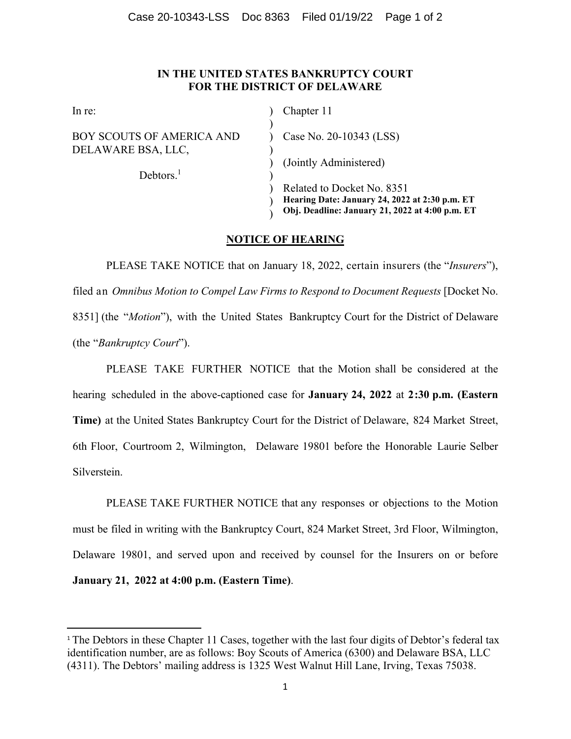**IN THE UNITED STATES BANKRUPTCY COURT**
**FOR THE DISTRICT OF DELAWARE**

| | | |
|---|---|---|
| In re: | ) | Chapter 11 |
| | ) | |
| BOY SCOUTS OF AMERICA AND DELAWARE BSA, LLC, | ) | Case No. 20-10343 (LSS) |
| | ) | |
| | ) | (Jointly Administered) |
| Debtors.[1] | ) | |
| | ) | Related to Docket No. 8351 |
| | ) | **Hearing Date: January 24, 2022 at 2:30 p.m. ET** |
| | ) | **Obj. Deadline: January 21, 2022 at 4:00 p.m. ET** |

## NOTICE OF HEARING

PLEASE TAKE NOTICE that on January 18, 2022, certain insurers (the "*Insurers*"), filed an *Omnibus Motion to Compel Law Firms to Respond to Document Requests* [Docket No. 8351] (the "*Motion*"), with the United States Bankruptcy Court for the District of Delaware (the "*Bankruptcy Court*").

PLEASE TAKE FURTHER NOTICE that the Motion shall be considered at the hearing scheduled in the above-captioned case for **January 24, 2022** at **2:30 p.m. (Eastern Time)** at the United States Bankruptcy Court for the District of Delaware, 824 Market Street, 6th Floor, Courtroom 2, Wilmington, Delaware 19801 before the Honorable Laurie Selber Silverstein.

PLEASE TAKE FURTHER NOTICE that any responses or objections to the Motion must be filed in writing with the Bankruptcy Court, 824 Market Street, 3rd Floor, Wilmington, Delaware 19801, and served upon and received by counsel for the Insurers on or before **January 21, 2022 at 4:00 p.m. (Eastern Time)**.

---

[1] The Debtors in these Chapter 11 Cases, together with the last four digits of Debtor's federal tax identification number, are as follows: Boy Scouts of America (6300) and Delaware BSA, LLC (4311). The Debtors' mailing address is 1325 West Walnut Hill Lane, Irving, Texas 75038.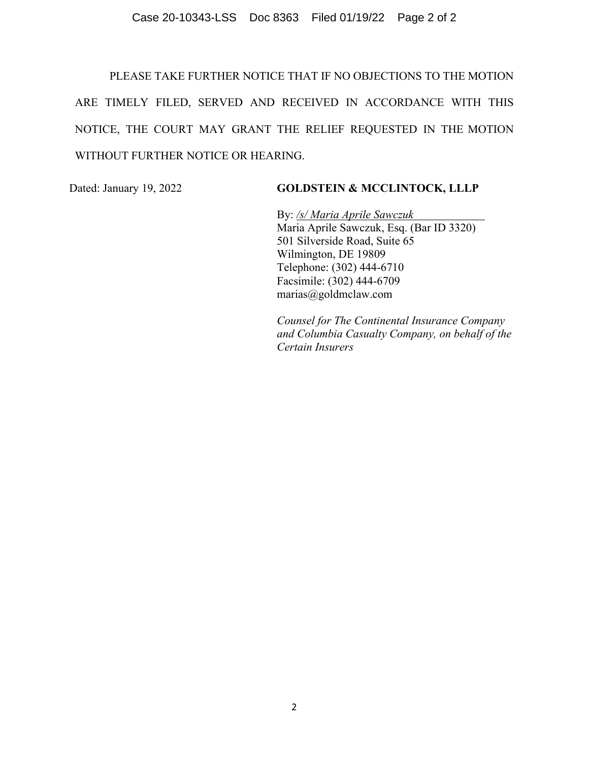PLEASE TAKE FURTHER NOTICE THAT IF NO OBJECTIONS TO THE MOTION ARE TIMELY FILED, SERVED AND RECEIVED IN ACCORDANCE WITH THIS NOTICE, THE COURT MAY GRANT THE RELIEF REQUESTED IN THE MOTION WITHOUT FURTHER NOTICE OR HEARING.

Dated: January 19, 2022

**GOLDSTEIN & MCCLINTOCK, LLLP**

By: */s/ Maria Aprile Sawczuk*
Maria Aprile Sawczuk, Esq. (Bar ID 3320)
501 Silverside Road, Suite 65
Wilmington, DE 19809
Telephone: (302) 444-6710
Facsimile: (302) 444-6709
marias@goldmclaw.com

*Counsel for The Continental Insurance Company and Columbia Casualty Company, on behalf of the Certain Insurers*